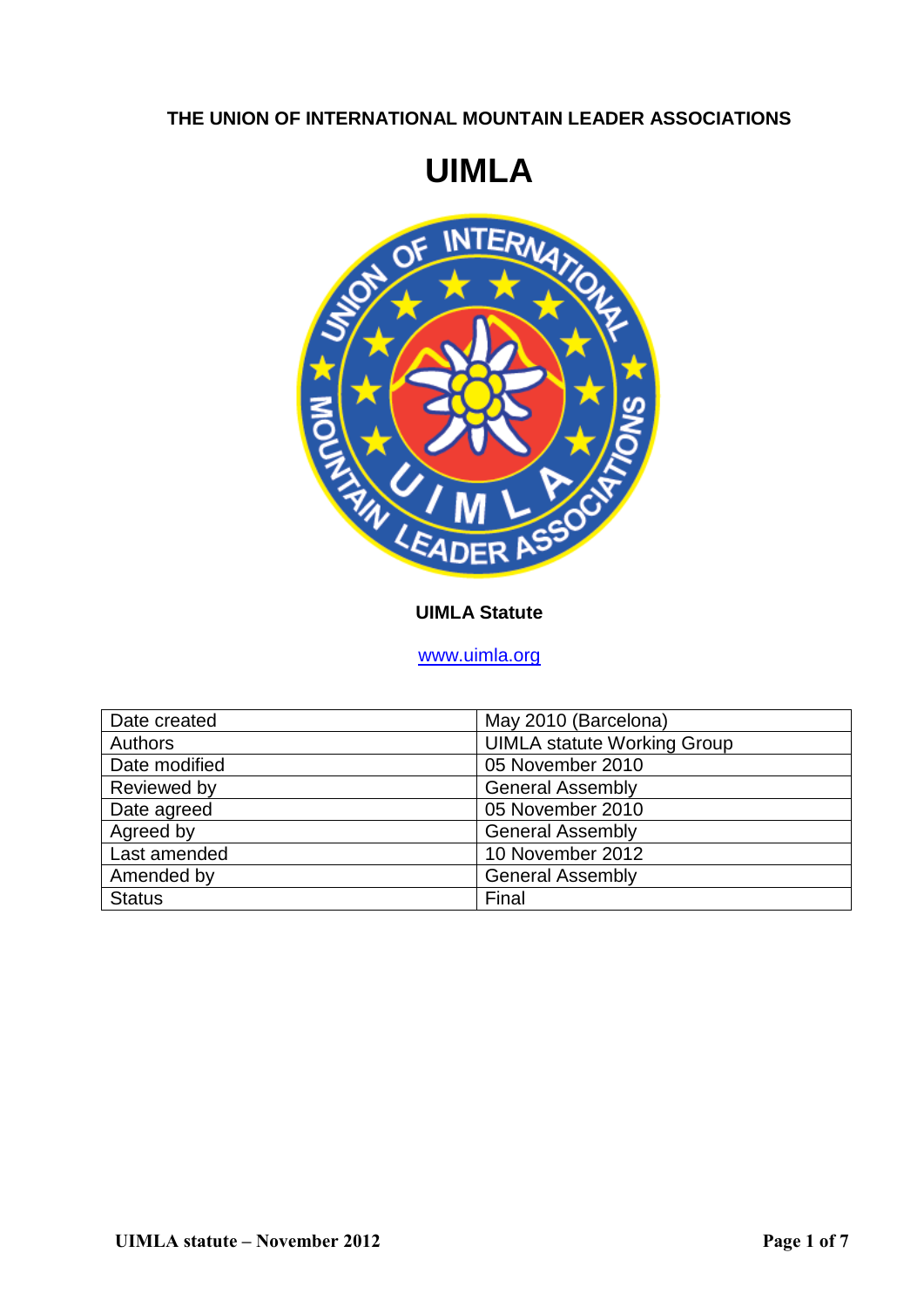**THE UNION OF INTERNATIONAL MOUNTAIN LEADER ASSOCIATIONS**

# UIMLA

**UIMLA Statute**

www.uimla.org

| Date created | May 2010 (Barcelona) |
|---|---|
| Authors | UIMLA statute Working Group |
| Date modified | 05 November 2010 |
| Reviewed by | General Assembly |
| Date agreed | 05 November 2010 |
| Agreed by | General Assembly |
| Last amended | 10 November 2012 |
| Amended by | General Assembly |
| Status | Final |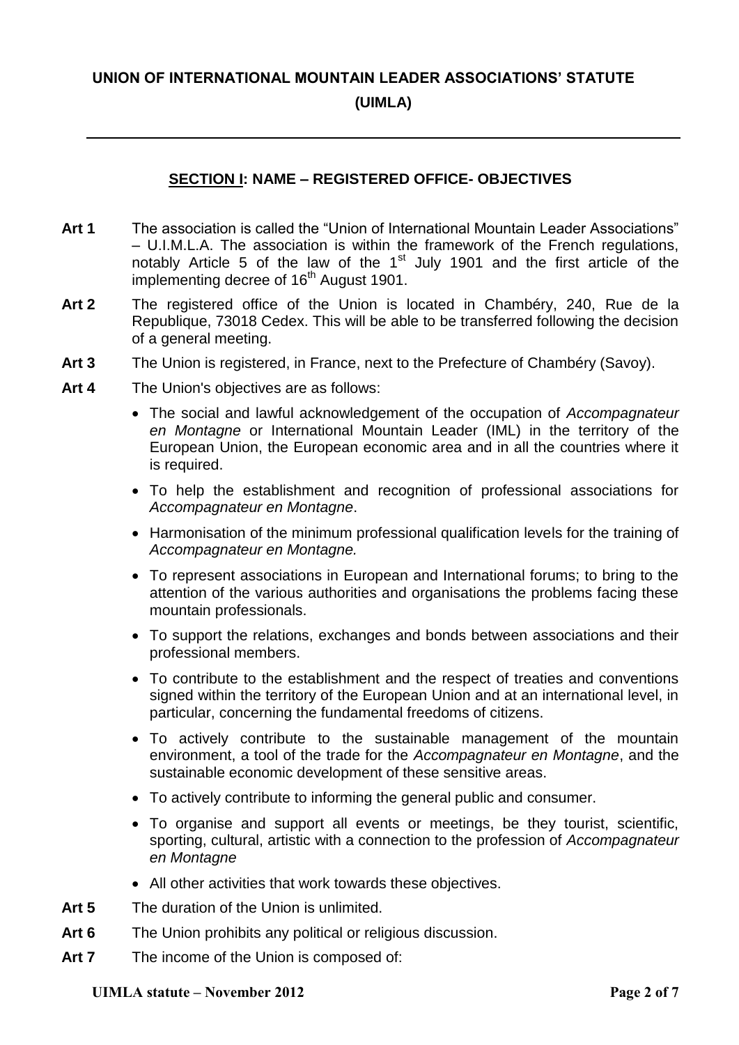# UNION OF INTERNATIONAL MOUNTAIN LEADER ASSOCIATIONS' STATUTE (UIMLA)

---

## SECTION I: NAME – REGISTERED OFFICE- OBJECTIVES

**Art 1** The association is called the "Union of International Mountain Leader Associations" – U.I.M.L.A. The association is within the framework of the French regulations, notably Article 5 of the law of the 1st July 1901 and the first article of the implementing decree of 16th August 1901.

**Art 2** The registered office of the Union is located in Chambéry, 240, Rue de la Republique, 73018 Cedex. This will be able to be transferred following the decision of a general meeting.

**Art 3** The Union is registered, in France, next to the Prefecture of Chambéry (Savoy).

**Art 4** The Union's objectives are as follows:

- The social and lawful acknowledgement of the occupation of *Accompagnateur en Montagne* or International Mountain Leader (IML) in the territory of the European Union, the European economic area and in all the countries where it is required.
- To help the establishment and recognition of professional associations for *Accompagnateur en Montagne*.
- Harmonisation of the minimum professional qualification levels for the training of *Accompagnateur en Montagne.*
- To represent associations in European and International forums; to bring to the attention of the various authorities and organisations the problems facing these mountain professionals.
- To support the relations, exchanges and bonds between associations and their professional members.
- To contribute to the establishment and the respect of treaties and conventions signed within the territory of the European Union and at an international level, in particular, concerning the fundamental freedoms of citizens.
- To actively contribute to the sustainable management of the mountain environment, a tool of the trade for the *Accompagnateur en Montagne*, and the sustainable economic development of these sensitive areas.
- To actively contribute to informing the general public and consumer.
- To organise and support all events or meetings, be they tourist, scientific, sporting, cultural, artistic with a connection to the profession of *Accompagnateur en Montagne*
- All other activities that work towards these objectives.

**Art 5** The duration of the Union is unlimited.

**Art 6** The Union prohibits any political or religious discussion.

**Art 7** The income of the Union is composed of: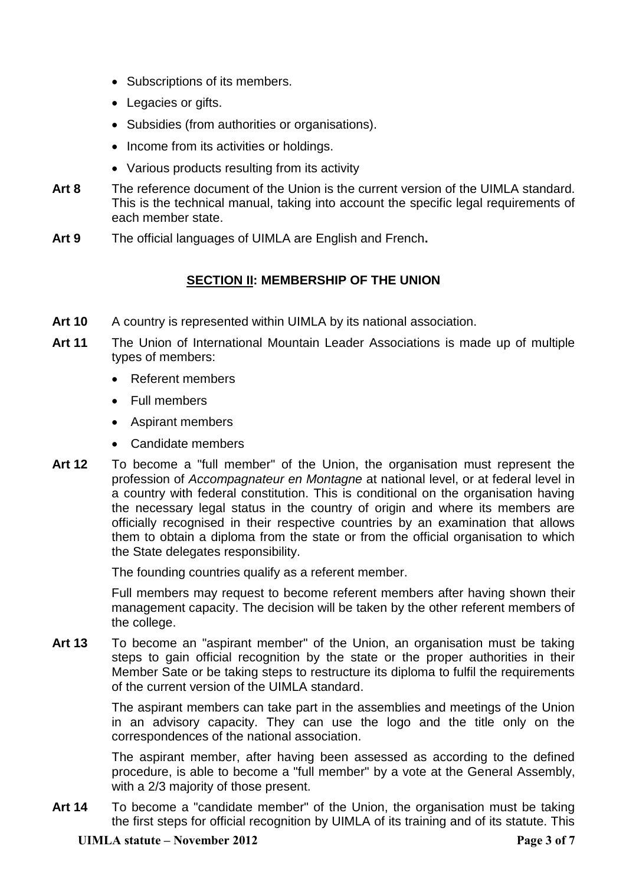- Subscriptions of its members.
- Legacies or gifts.
- Subsidies (from authorities or organisations).
- Income from its activities or holdings.
- Various products resulting from its activity

**Art 8** The reference document of the Union is the current version of the UIMLA standard. This is the technical manual, taking into account the specific legal requirements of each member state.

**Art 9** The official languages of UIMLA are English and French**.**

## SECTION II: MEMBERSHIP OF THE UNION

**Art 10** A country is represented within UIMLA by its national association.

**Art 11** The Union of International Mountain Leader Associations is made up of multiple types of members:

- Referent members
- Full members
- Aspirant members
- Candidate members

**Art 12** To become a "full member" of the Union, the organisation must represent the profession of *Accompagnateur en Montagne* at national level, or at federal level in a country with federal constitution. This is conditional on the organisation having the necessary legal status in the country of origin and where its members are officially recognised in their respective countries by an examination that allows them to obtain a diploma from the state or from the official organisation to which the State delegates responsibility.

The founding countries qualify as a referent member.

Full members may request to become referent members after having shown their management capacity. The decision will be taken by the other referent members of the college.

**Art 13** To become an "aspirant member" of the Union, an organisation must be taking steps to gain official recognition by the state or the proper authorities in their Member Sate or be taking steps to restructure its diploma to fulfil the requirements of the current version of the UIMLA standard.

The aspirant members can take part in the assemblies and meetings of the Union in an advisory capacity. They can use the logo and the title only on the correspondences of the national association.

The aspirant member, after having been assessed as according to the defined procedure, is able to become a "full member" by a vote at the General Assembly, with a 2/3 majority of those present.

**Art 14** To become a "candidate member" of the Union, the organisation must be taking the first steps for official recognition by UIMLA of its training and of its statute. This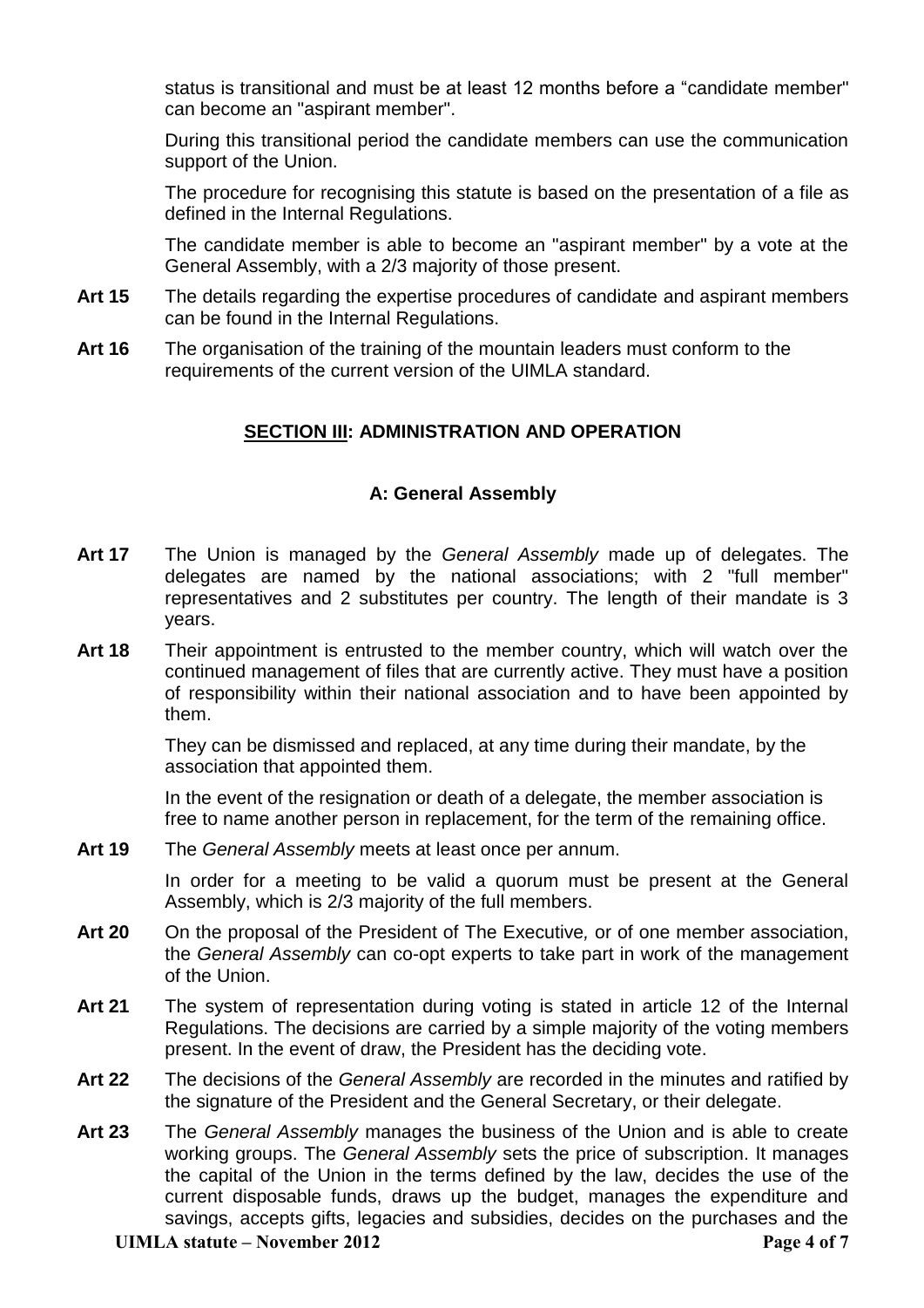status is transitional and must be at least 12 months before a "candidate member" can become an "aspirant member".

During this transitional period the candidate members can use the communication support of the Union.

The procedure for recognising this statute is based on the presentation of a file as defined in the Internal Regulations.

The candidate member is able to become an "aspirant member" by a vote at the General Assembly, with a 2/3 majority of those present.

**Art 15** The details regarding the expertise procedures of candidate and aspirant members can be found in the Internal Regulations.

**Art 16** The organisation of the training of the mountain leaders must conform to the requirements of the current version of the UIMLA standard.

## SECTION III: ADMINISTRATION AND OPERATION

### A: General Assembly

**Art 17** The Union is managed by the *General Assembly* made up of delegates. The delegates are named by the national associations; with 2 "full member" representatives and 2 substitutes per country. The length of their mandate is 3 years.

**Art 18** Their appointment is entrusted to the member country, which will watch over the continued management of files that are currently active. They must have a position of responsibility within their national association and to have been appointed by them.

They can be dismissed and replaced, at any time during their mandate, by the association that appointed them.

In the event of the resignation or death of a delegate, the member association is free to name another person in replacement, for the term of the remaining office.

**Art 19** The *General Assembly* meets at least once per annum.

In order for a meeting to be valid a quorum must be present at the General Assembly, which is 2/3 majority of the full members.

**Art 20** On the proposal of the President of The Executive*,* or of one member association, the *General Assembly* can co-opt experts to take part in work of the management of the Union.

**Art 21** The system of representation during voting is stated in article 12 of the Internal Regulations. The decisions are carried by a simple majority of the voting members present. In the event of draw, the President has the deciding vote.

**Art 22** The decisions of the *General Assembly* are recorded in the minutes and ratified by the signature of the President and the General Secretary, or their delegate.

**Art 23** The *General Assembly* manages the business of the Union and is able to create working groups. The *General Assembly* sets the price of subscription. It manages the capital of the Union in the terms defined by the law, decides the use of the current disposable funds, draws up the budget, manages the expenditure and savings, accepts gifts, legacies and subsidies, decides on the purchases and the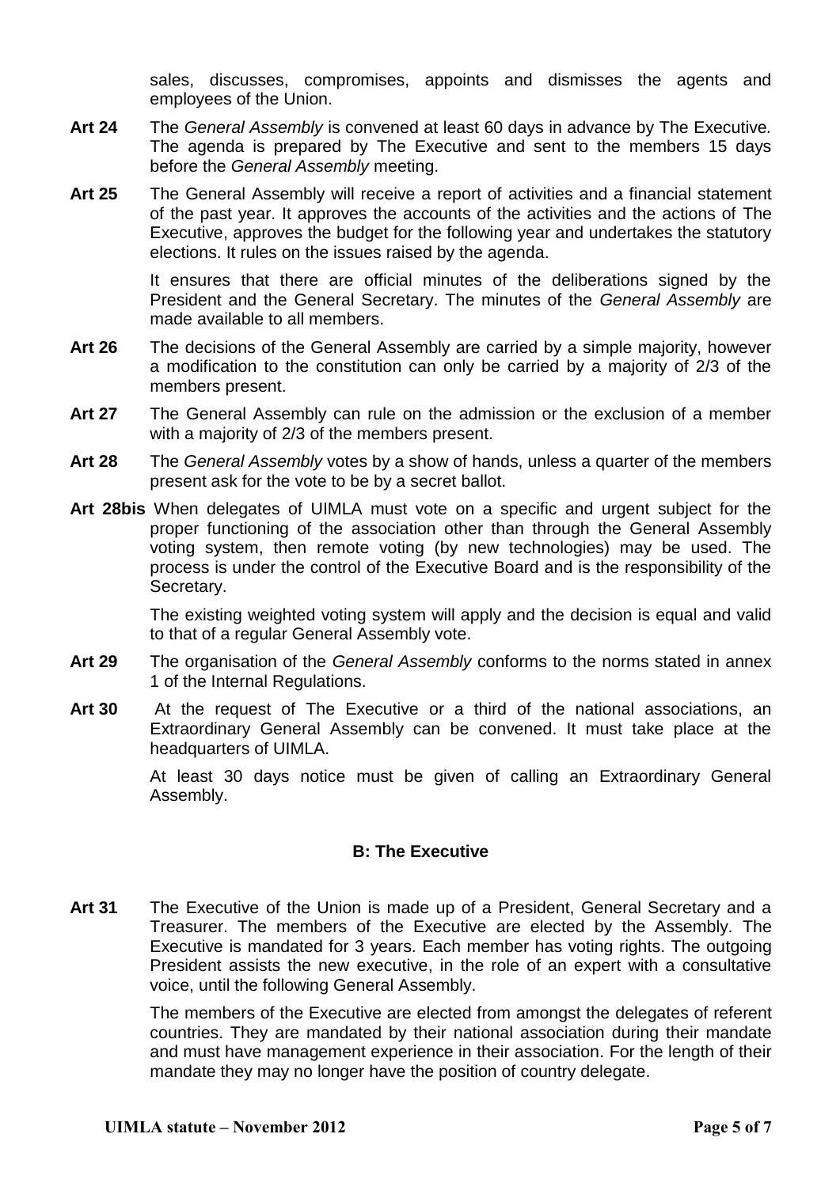sales, discusses, compromises, appoints and dismisses the agents and employees of the Union.

**Art 24** The *General Assembly* is convened at least 60 days in advance by The Executive*.* The agenda is prepared by The Executive and sent to the members 15 days before the *General Assembly* meeting.

**Art 25** The General Assembly will receive a report of activities and a financial statement of the past year. It approves the accounts of the activities and the actions of The Executive, approves the budget for the following year and undertakes the statutory elections. It rules on the issues raised by the agenda.

It ensures that there are official minutes of the deliberations signed by the President and the General Secretary. The minutes of the *General Assembly* are made available to all members.

**Art 26** The decisions of the General Assembly are carried by a simple majority, however a modification to the constitution can only be carried by a majority of 2/3 of the members present.

**Art 27** The General Assembly can rule on the admission or the exclusion of a member with a majority of 2/3 of the members present.

**Art 28** The *General Assembly* votes by a show of hands, unless a quarter of the members present ask for the vote to be by a secret ballot.

**Art 28bis** When delegates of UIMLA must vote on a specific and urgent subject for the proper functioning of the association other than through the General Assembly voting system, then remote voting (by new technologies) may be used. The process is under the control of the Executive Board and is the responsibility of the Secretary.

The existing weighted voting system will apply and the decision is equal and valid to that of a regular General Assembly vote.

**Art 29** The organisation of the *General Assembly* conforms to the norms stated in annex 1 of the Internal Regulations.

**Art 30** At the request of The Executive or a third of the national associations, an Extraordinary General Assembly can be convened. It must take place at the headquarters of UIMLA.

At least 30 days notice must be given of calling an Extraordinary General Assembly.

## B: The Executive

**Art 31** The Executive of the Union is made up of a President, General Secretary and a Treasurer. The members of the Executive are elected by the Assembly. The Executive is mandated for 3 years. Each member has voting rights. The outgoing President assists the new executive, in the role of an expert with a consultative voice, until the following General Assembly.

The members of the Executive are elected from amongst the delegates of referent countries. They are mandated by their national association during their mandate and must have management experience in their association. For the length of their mandate they may no longer have the position of country delegate.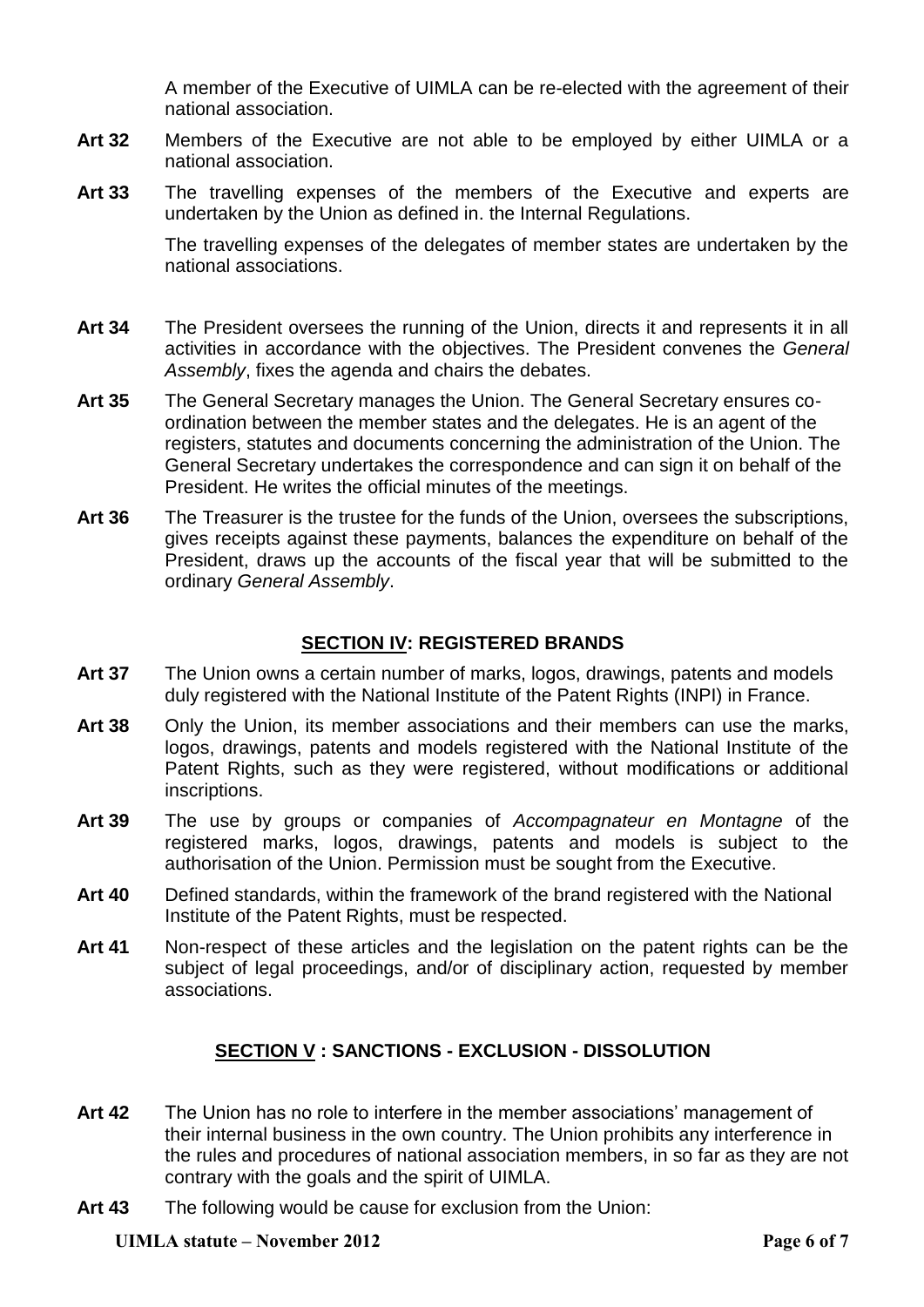A member of the Executive of UIMLA can be re-elected with the agreement of their national association.

**Art 32** Members of the Executive are not able to be employed by either UIMLA or a national association.

**Art 33** The travelling expenses of the members of the Executive and experts are undertaken by the Union as defined in. the Internal Regulations.

The travelling expenses of the delegates of member states are undertaken by the national associations.

**Art 34** The President oversees the running of the Union, directs it and represents it in all activities in accordance with the objectives. The President convenes the *General Assembly*, fixes the agenda and chairs the debates.

**Art 35** The General Secretary manages the Union. The General Secretary ensures co-ordination between the member states and the delegates. He is an agent of the registers, statutes and documents concerning the administration of the Union. The General Secretary undertakes the correspondence and can sign it on behalf of the President. He writes the official minutes of the meetings.

**Art 36** The Treasurer is the trustee for the funds of the Union, oversees the subscriptions, gives receipts against these payments, balances the expenditure on behalf of the President, draws up the accounts of the fiscal year that will be submitted to the ordinary *General Assembly*.

## SECTION IV: REGISTERED BRANDS

**Art 37** The Union owns a certain number of marks, logos, drawings, patents and models duly registered with the National Institute of the Patent Rights (INPI) in France.

**Art 38** Only the Union, its member associations and their members can use the marks, logos, drawings, patents and models registered with the National Institute of the Patent Rights, such as they were registered, without modifications or additional inscriptions.

**Art 39** The use by groups or companies of *Accompagnateur en Montagne* of the registered marks, logos, drawings, patents and models is subject to the authorisation of the Union. Permission must be sought from the Executive.

**Art 40** Defined standards, within the framework of the brand registered with the National Institute of the Patent Rights, must be respected.

**Art 41** Non-respect of these articles and the legislation on the patent rights can be the subject of legal proceedings, and/or of disciplinary action, requested by member associations.

## SECTION V : SANCTIONS - EXCLUSION - DISSOLUTION

**Art 42** The Union has no role to interfere in the member associations' management of their internal business in the own country. The Union prohibits any interference in the rules and procedures of national association members, in so far as they are not contrary with the goals and the spirit of UIMLA.

**Art 43** The following would be cause for exclusion from the Union: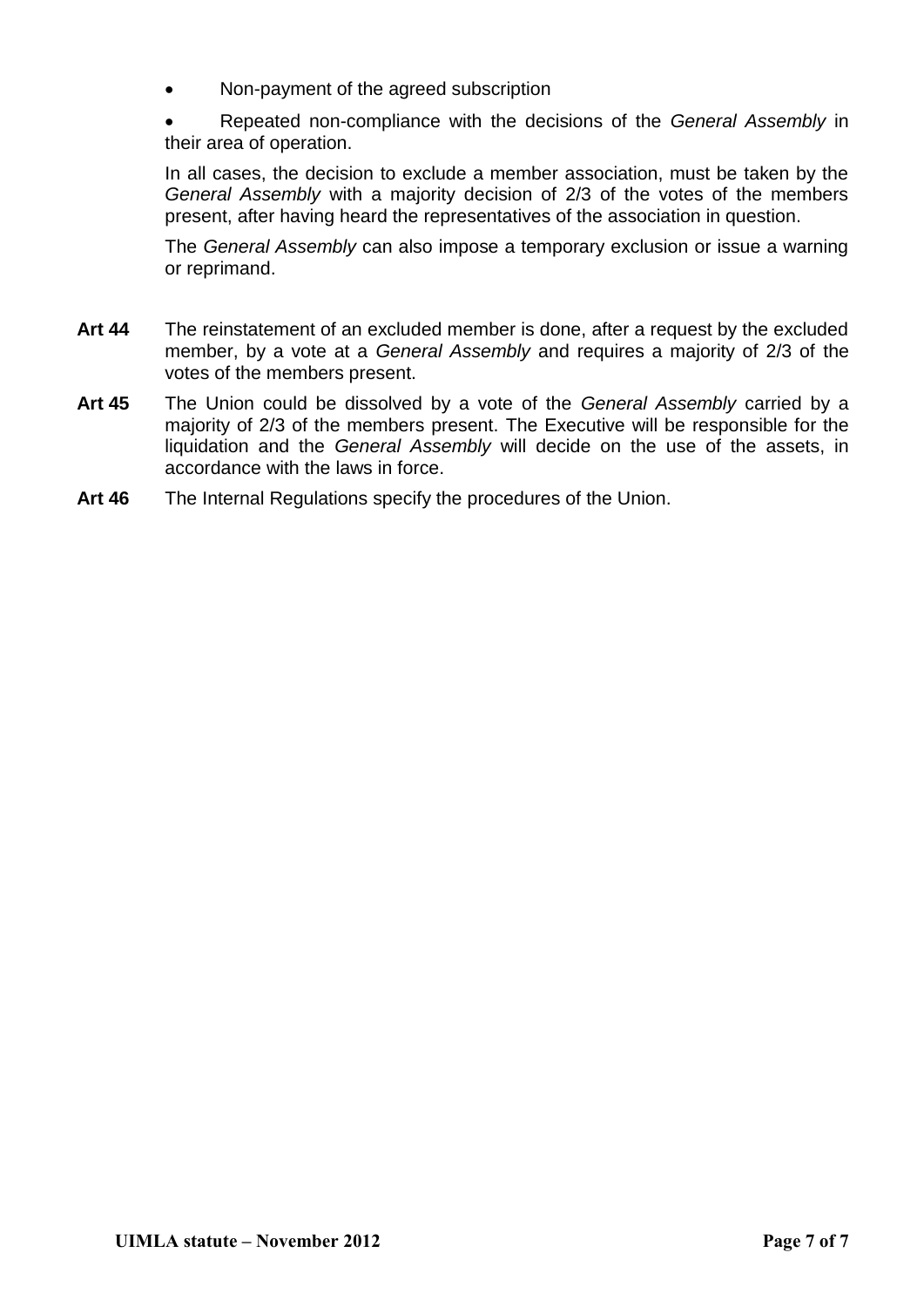- Non-payment of the agreed subscription
- Repeated non-compliance with the decisions of the *General Assembly* in their area of operation.

In all cases, the decision to exclude a member association, must be taken by the *General Assembly* with a majority decision of 2/3 of the votes of the members present, after having heard the representatives of the association in question.

The *General Assembly* can also impose a temporary exclusion or issue a warning or reprimand.

**Art 44** The reinstatement of an excluded member is done, after a request by the excluded member, by a vote at a *General Assembly* and requires a majority of 2/3 of the votes of the members present.

**Art 45** The Union could be dissolved by a vote of the *General Assembly* carried by a majority of 2/3 of the members present. The Executive will be responsible for the liquidation and the *General Assembly* will decide on the use of the assets, in accordance with the laws in force.

**Art 46** The Internal Regulations specify the procedures of the Union.